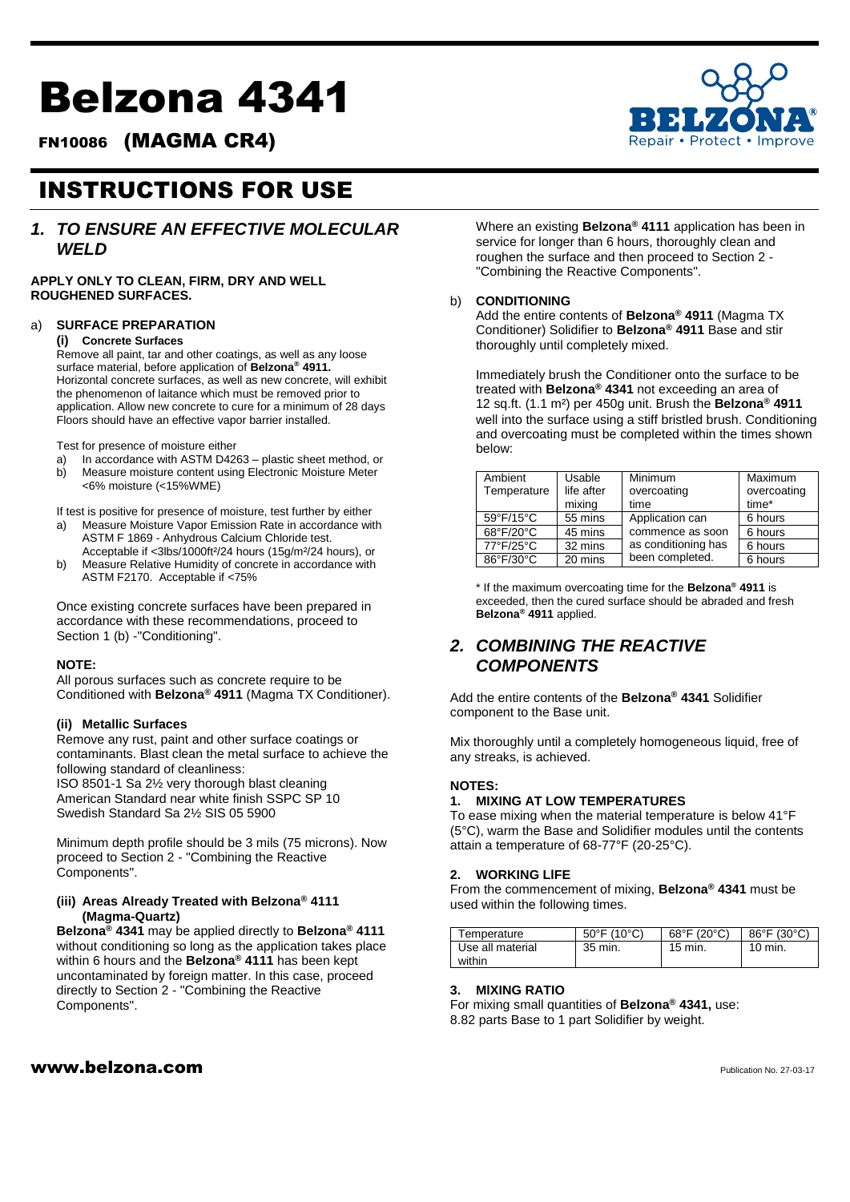# Belzona 4341

FN10086 (MAGMA CR4)

# INSTRUCTIONS FOR USE

## 1. TO ENSURE AN EFFECTIVE MOLECULAR WELD

**APPLY ONLY TO CLEAN, FIRM, DRY AND WELL ROUGHENED SURFACES.**

a) **SURFACE PREPARATION**

**(i) Concrete Surfaces**

Remove all paint, tar and other coatings, as well as any loose surface material, before application of **Belzona® 4911.** Horizontal concrete surfaces, as well as new concrete, will exhibit the phenomenon of laitance which must be removed prior to application. Allow new concrete to cure for a minimum of 28 days Floors should have an effective vapor barrier installed.

Test for presence of moisture either

a) In accordance with ASTM D4263 – plastic sheet method, or
b) Measure moisture content using Electronic Moisture Meter <6% moisture (<15%WME)

If test is positive for presence of moisture, test further by either

a) Measure Moisture Vapor Emission Rate in accordance with ASTM F 1869 - Anhydrous Calcium Chloride test. Acceptable if <3lbs/1000ft²/24 hours (15g/m²/24 hours), or
b) Measure Relative Humidity of concrete in accordance with ASTM F2170. Acceptable if <75%

Once existing concrete surfaces have been prepared in accordance with these recommendations, proceed to Section 1 (b) -"Conditioning".

**NOTE:**

All porous surfaces such as concrete require to be Conditioned with **Belzona® 4911** (Magma TX Conditioner).

**(ii) Metallic Surfaces**

Remove any rust, paint and other surface coatings or contaminants. Blast clean the metal surface to achieve the following standard of cleanliness:
ISO 8501-1 Sa 2½ very thorough blast cleaning
American Standard near white finish SSPC SP 10
Swedish Standard Sa 2½ SIS 05 5900

Minimum depth profile should be 3 mils (75 microns). Now proceed to Section 2 - "Combining the Reactive Components".

**(iii) Areas Already Treated with Belzona® 4111 (Magma-Quartz)**

**Belzona® 4341** may be applied directly to **Belzona® 4111** without conditioning so long as the application takes place within 6 hours and the **Belzona® 4111** has been kept uncontaminated by foreign matter. In this case, proceed directly to Section 2 - "Combining the Reactive Components".

Where an existing **Belzona® 4111** application has been in service for longer than 6 hours, thoroughly clean and roughen the surface and then proceed to Section 2 - "Combining the Reactive Components".

b) **CONDITIONING**

Add the entire contents of **Belzona® 4911** (Magma TX Conditioner) Solidifier to **Belzona® 4911** Base and stir thoroughly until completely mixed.

Immediately brush the Conditioner onto the surface to be treated with **Belzona® 4341** not exceeding an area of 12 sq.ft. (1.1 m²) per 450g unit. Brush the **Belzona® 4911** well into the surface using a stiff bristled brush. Conditioning and overcoating must be completed within the times shown below:

| Ambient Temperature | Usable life after mixing | Minimum overcoating time | Maximum overcoating time* |
|---|---|---|---|
| 59°F/15°C | 55 mins | Application can commence as soon as conditioning has been completed. | 6 hours |
| 68°F/20°C | 45 mins | | 6 hours |
| 77°F/25°C | 32 mins | | 6 hours |
| 86°F/30°C | 20 mins | | 6 hours |

\* If the maximum overcoating time for the **Belzona® 4911** is exceeded, then the cured surface should be abraded and fresh **Belzona® 4911** applied.

## 2. COMBINING THE REACTIVE COMPONENTS

Add the entire contents of the **Belzona® 4341** Solidifier component to the Base unit.

Mix thoroughly until a completely homogeneous liquid, free of any streaks, is achieved.

**NOTES:**

**1. MIXING AT LOW TEMPERATURES**

To ease mixing when the material temperature is below 41°F (5°C), warm the Base and Solidifier modules until the contents attain a temperature of 68-77°F (20-25°C).

**2. WORKING LIFE**

From the commencement of mixing, **Belzona® 4341** must be used within the following times.

| Temperature | 50°F (10°C) | 68°F (20°C) | 86°F (30°C) |
|---|---|---|---|
| Use all material within | 35 min. | 15 min. | 10 min. |

**3. MIXING RATIO**

For mixing small quantities of **Belzona® 4341,** use:
8.82 parts Base to 1 part Solidifier by weight.

www.belzona.com

Publication No. 27-03-17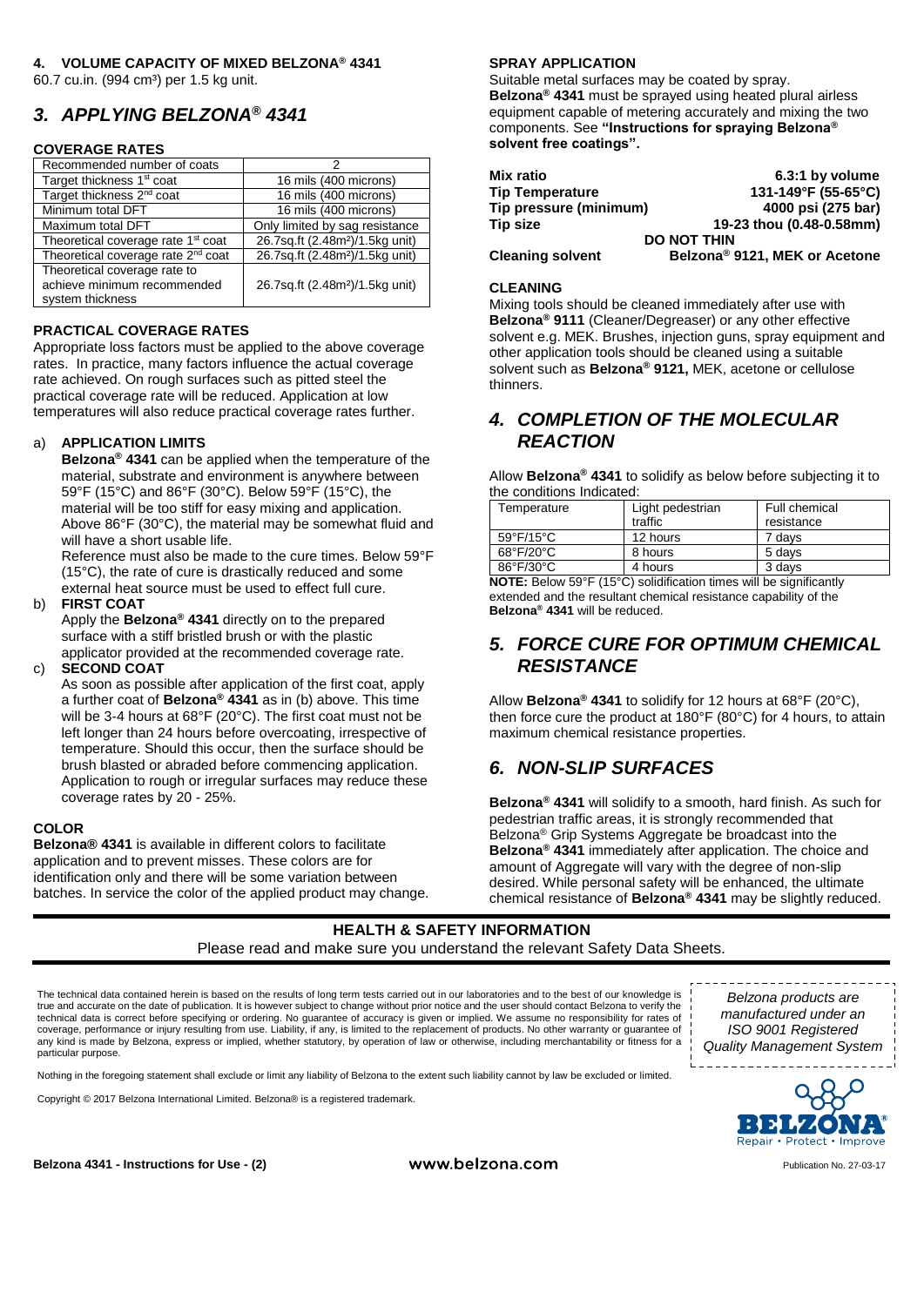#### 4. VOLUME CAPACITY OF MIXED BELZONA® 4341

60.7 cu.in. (994 cm³) per 1.5 kg unit.

## 3. APPLYING BELZONA® 4341

### COVERAGE RATES

| | |
|---|---|
| Recommended number of coats | 2 |
| Target thickness 1st coat | 16 mils (400 microns) |
| Target thickness 2nd coat | 16 mils (400 microns) |
| Minimum total DFT | 16 mils (400 microns) |
| Maximum total DFT | Only limited by sag resistance |
| Theoretical coverage rate 1st coat | 26.7sq.ft (2.48m²)/1.5kg unit) |
| Theoretical coverage rate 2nd coat | 26.7sq.ft (2.48m²)/1.5kg unit) |
| Theoretical coverage rate to achieve minimum recommended system thickness | 26.7sq.ft (2.48m²)/1.5kg unit) |

### PRACTICAL COVERAGE RATES

Appropriate loss factors must be applied to the above coverage rates. In practice, many factors influence the actual coverage rate achieved. On rough surfaces such as pitted steel the practical coverage rate will be reduced. Application at low temperatures will also reduce practical coverage rates further.

a) **APPLICATION LIMITS**

**Belzona® 4341** can be applied when the temperature of the material, substrate and environment is anywhere between 59°F (15°C) and 86°F (30°C). Below 59°F (15°C), the material will be too stiff for easy mixing and application. Above 86°F (30°C), the material may be somewhat fluid and will have a short usable life.

Reference must also be made to the cure times. Below 59°F (15°C), the rate of cure is drastically reduced and some external heat source must be used to effect full cure.

b) **FIRST COAT**

Apply the **Belzona® 4341** directly on to the prepared surface with a stiff bristled brush or with the plastic applicator provided at the recommended coverage rate.

c) **SECOND COAT**

As soon as possible after application of the first coat, apply a further coat of **Belzona® 4341** as in (b) above. This time will be 3-4 hours at 68°F (20°C). The first coat must not be left longer than 24 hours before overcoating, irrespective of temperature. Should this occur, then the surface should be brush blasted or abraded before commencing application. Application to rough or irregular surfaces may reduce these coverage rates by 20 - 25%.

### COLOR

**Belzona® 4341** is available in different colors to facilitate application and to prevent misses. These colors are for identification only and there will be some variation between batches. In service the color of the applied product may change.

### SPRAY APPLICATION

Suitable metal surfaces may be coated by spray.
**Belzona® 4341** must be sprayed using heated plural airless equipment capable of metering accurately and mixing the two components. See **"Instructions for spraying Belzona® solvent free coatings".**

| | |
|---|---|
| **Mix ratio** | **6.3:1 by volume** |
| **Tip Temperature** | **131-149°F (55-65°C)** |
| **Tip pressure (minimum)** | **4000 psi (275 bar)** |
| **Tip size** | **19-23 thou (0.48-0.58mm)** |
| | **DO NOT THIN** |
| **Cleaning solvent** | **Belzona® 9121, MEK or Acetone** |

### CLEANING

Mixing tools should be cleaned immediately after use with **Belzona® 9111** (Cleaner/Degreaser) or any other effective solvent e.g. MEK. Brushes, injection guns, spray equipment and other application tools should be cleaned using a suitable solvent such as **Belzona® 9121,** MEK, acetone or cellulose thinners.

## 4. COMPLETION OF THE MOLECULAR REACTION

Allow **Belzona® 4341** to solidify as below before subjecting it to the conditions Indicated:

| Temperature | Light pedestrian traffic | Full chemical resistance |
|---|---|---|
| 59°F/15°C | 12 hours | 7 days |
| 68°F/20°C | 8 hours | 5 days |
| 86°F/30°C | 4 hours | 3 days |

**NOTE:** Below 59°F (15°C) solidification times will be significantly extended and the resultant chemical resistance capability of the **Belzona® 4341** will be reduced.

## 5. FORCE CURE FOR OPTIMUM CHEMICAL RESISTANCE

Allow **Belzona® 4341** to solidify for 12 hours at 68°F (20°C), then force cure the product at 180°F (80°C) for 4 hours, to attain maximum chemical resistance properties.

## 6. NON-SLIP SURFACES

**Belzona® 4341** will solidify to a smooth, hard finish. As such for pedestrian traffic areas, it is strongly recommended that Belzona® Grip Systems Aggregate be broadcast into the **Belzona® 4341** immediately after application. The choice and amount of Aggregate will vary with the degree of non-slip desired. While personal safety will be enhanced, the ultimate chemical resistance of **Belzona® 4341** may be slightly reduced.

### HEALTH & SAFETY INFORMATION

Please read and make sure you understand the relevant Safety Data Sheets.

The technical data contained herein is based on the results of long term tests carried out in our laboratories and to the best of our knowledge is true and accurate on the date of publication. It is however subject to change without prior notice and the user should contact Belzona to verify the technical data is correct before specifying or ordering. No guarantee of accuracy is given or implied. We assume no responsibility for rates of coverage, performance or injury resulting from use. Liability, if any, is limited to the replacement of products. No other warranty or guarantee of any kind is made by Belzona, express or implied, whether statutory, by operation of law or otherwise, including merchantability or fitness for a particular purpose.

Nothing in the foregoing statement shall exclude or limit any liability of Belzona to the extent such liability cannot by law be excluded or limited.

Copyright © 2017 Belzona International Limited. Belzona® is a registered trademark.

*Belzona products are manufactured under an ISO 9001 Registered Quality Management System*

BELZONA® Repair • Protect • Improve

**Belzona 4341 - Instructions for Use - (2)** www.belzona.com Publication No. 27-03-17